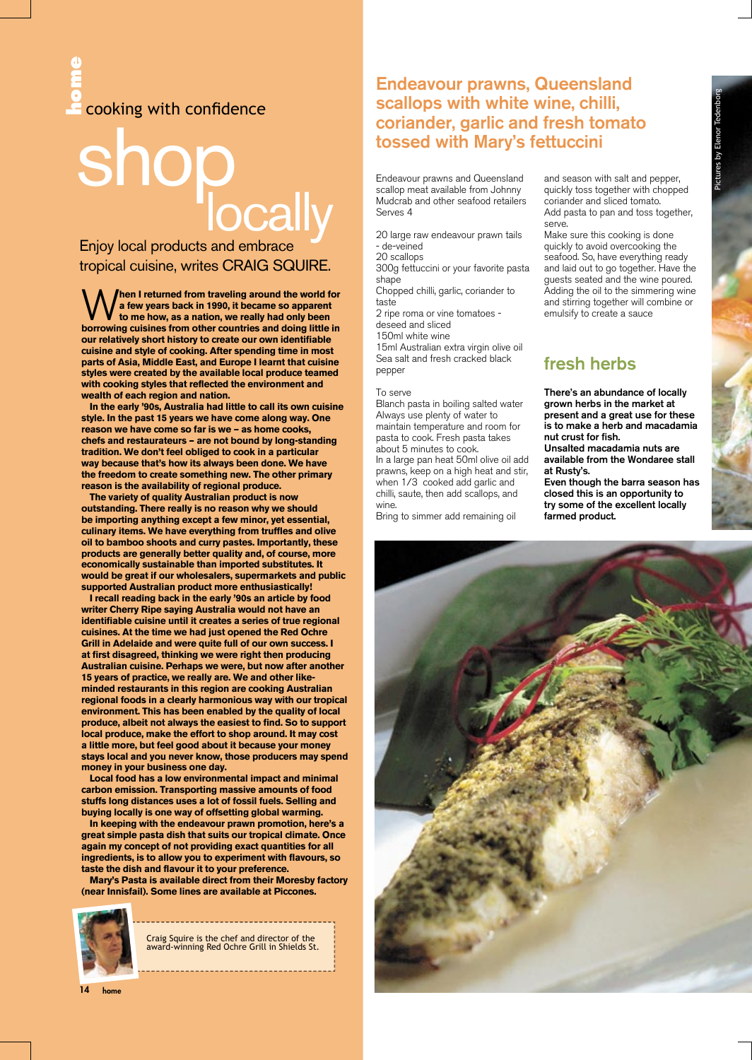home

cooking with confidence

# shop locally

Enjoy local products and embrace tropical cuisine, writes CRAIG SQUIRE.

**When I returned from traveling around the world for a few years back in 1990, it became so apparent to me how, as a nation, we really had only been borrowing cuisines from other countries and doing little in our relatively short history to create our own identifiable cuisine and style of cooking. After spending time in most parts of Asia, Middle East, and Europe I learnt that cuisine styles were created by the available local produce teamed with cooking styles that reflected the environment and wealth of each region and nation.**

**In the early '90s, Australia had little to call its own cuisine style. In the past 15 years we have come along way. One reason we have come so far is we – as home cooks, chefs and restaurateurs – are not bound by long-standing tradition. We don't feel obliged to cook in a particular way because that's how its always been done. We have the freedom to create something new. The other primary reason is the availability of regional produce.**

**The variety of quality Australian product is now outstanding. There really is no reason why we should be importing anything except a few minor, yet essential, culinary items. We have everything from truffles and olive oil to bamboo shoots and curry pastes. Importantly, these products are generally better quality and, of course, more economically sustainable than imported substitutes. It would be great if our wholesalers, supermarkets and public supported Australian product more enthusiastically!**

**I recall reading back in the early '90s an article by food writer Cherry Ripe saying Australia would not have an identifiable cuisine until it creates a series of true regional cuisines. At the time we had just opened the Red Ochre Grill in Adelaide and were quite full of our own success. I at first disagreed, thinking we were right then producing Australian cuisine. Perhaps we were, but now after another 15 years of practice, we really are. We and other like-minded restaurants in this region are cooking Australian regional foods in a clearly harmonious way with our tropical environment. This has been enabled by the quality of local produce, albeit not always the easiest to find. So to support local produce, make the effort to shop around. It may cost a little more, but feel good about it because your money stays local and you never know, those producers may spend money in your business one day.**

**Local food has a low environmental impact and minimal carbon emission. Transporting massive amounts of food stuffs long distances uses a lot of fossil fuels. Selling and buying locally is one way of offsetting global warming.**

**In keeping with the endeavour prawn promotion, here's a great simple pasta dish that suits our tropical climate. Once again my concept of not providing exact quantities for all ingredients, is to allow you to experiment with flavours, so taste the dish and flavour it to your preference.**

**Mary's Pasta is available direct from their Moresby factory (near Innisfail). Some lines are available at Piccones.**

Craig Squire is the chef and director of the award-winning Red Ochre Grill in Shields St.

## Endeavour prawns, Queensland scallops with white wine, chilli, coriander, garlic and fresh tomato tossed with Mary's fettuccini

Endeavour prawns and Queensland scallop meat available from Johnny Mudcrab and other seafood retailers
Serves 4

20 large raw endeavour prawn tails - de-veined
20 scallops
300g fettuccini or your favorite pasta shape
Chopped chilli, garlic, coriander to taste
2 ripe roma or vine tomatoes - deseed and sliced
150ml white wine
15ml Australian extra virgin olive oil
Sea salt and fresh cracked black pepper

To serve
Blanch pasta in boiling salted water Always use plenty of water to maintain temperature and room for pasta to cook. Fresh pasta takes about 5 minutes to cook.
In a large pan heat 50ml olive oil add prawns, keep on a high heat and stir, when 1/3 cooked add garlic and chilli, saute, then add scallops, and wine.
Bring to simmer add remaining oil and season with salt and pepper, quickly toss together with chopped coriander and sliced tomato.
Add pasta to pan and toss together, serve.
Make sure this cooking is done quickly to avoid overcooking the seafood. So, have everything ready and laid out to go together. Have the guests seated and the wine poured. Adding the oil to the simmering wine and stirring together will combine or emulsify to create a sauce

## fresh herbs

**There's an abundance of locally grown herbs in the market at present and a great use for these is to make a herb and macadamia nut crust for fish.**
**Unsalted macadamia nuts are available from the Wondaree stall at Rusty's.**
**Even though the barra season has closed this is an opportunity to try some of the excellent locally farmed product.**

Pictures by Elenor Tedenborg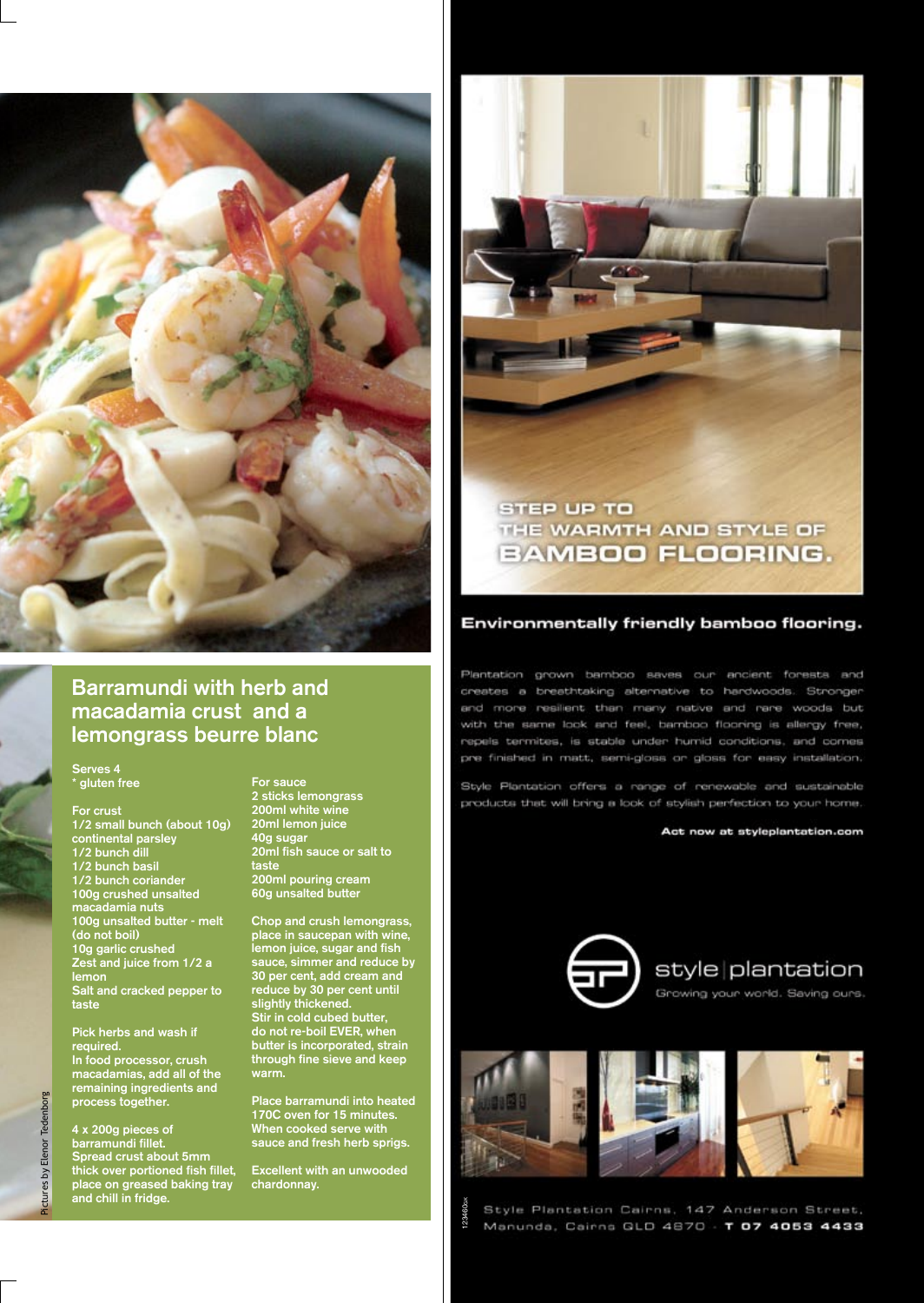# Barramundi with herb and macadamia crust and a lemongrass beurre blanc

Serves 4
* gluten free

For crust
1/2 small bunch (about 10g) continental parsley
1/2 bunch dill
1/2 bunch basil
1/2 bunch coriander
100g crushed unsalted macadamia nuts
100g unsalted butter - melt (do not boil)
10g garlic crushed
Zest and juice from 1/2 a lemon
Salt and cracked pepper to taste

Pick herbs and wash if required.
In food processor, crush macadamias, add all of the remaining ingredients and process together.

4 x 200g pieces of barramundi fillet.
Spread crust about 5mm thick over portioned fish fillet, place on greased baking tray and chill in fridge.

For sauce
2 sticks lemongrass
200ml white wine
20ml lemon juice
40g sugar
20ml fish sauce or salt to taste
200ml pouring cream
60g unsalted butter

Chop and crush lemongrass, place in saucepan with wine, lemon juice, sugar and fish sauce, simmer and reduce by 30 per cent, add cream and reduce by 30 per cent until slightly thickened.
Stir in cold cubed butter, do not re-boil EVER, when butter is incorporated, strain through fine sieve and keep warm.

Place barramundi into heated 170C oven for 15 minutes. When cooked serve with sauce and fresh herb sprigs.

Excellent with an unwooded chardonnay.

Pictures by Elenor Tedenborg

STEP UP TO THE WARMTH AND STYLE OF BAMBOO FLOORING.

**Environmentally friendly bamboo flooring.**

Plantation grown bamboo saves our ancient forests and creates a breathtaking alternative to hardwoods. Stronger and more resilient than many native and rare woods but with the same look and feel, bamboo flooring is allergy free, repels termites, is stable under humid conditions, and comes pre finished in matt, semi-gloss or gloss for easy installation.

Style Plantation offers a range of renewable and sustainable products that will bring a look of stylish perfection to your home.

**Act now at styleplantation.com**

style|plantation
Growing your world. Saving ours.

Style Plantation Cairns, 147 Anderson Street, Manunda, Cairns QLD 4870 · **T 07 4053 4433**

123460GK